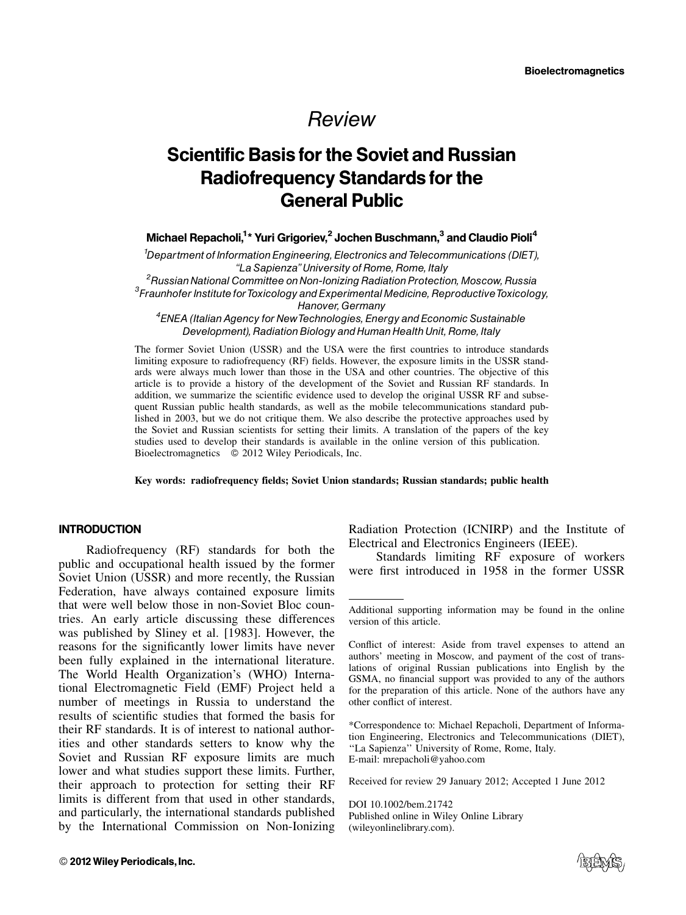Bioelectromagnetics

# Review

# Scientific Basis for the Soviet and Russian Radiofrequency Standards for the General Public

**Michael Repacholi,[1]* Yuri Grigoriev,[2] Jochen Buschmann,[3] and Claudio Pioli[4]**

[1]*Department of Information Engineering, Electronics and Telecommunications (DIET), "La Sapienza" University of Rome, Rome, Italy*
[2]*Russian National Committee on Non-Ionizing Radiation Protection, Moscow, Russia*
[3]*Fraunhofer Institute for Toxicology and Experimental Medicine, Reproductive Toxicology, Hanover, Germany*
[4]*ENEA (Italian Agency for New Technologies, Energy and Economic Sustainable Development), Radiation Biology and Human Health Unit, Rome, Italy*

The former Soviet Union (USSR) and the USA were the first countries to introduce standards limiting exposure to radiofrequency (RF) fields. However, the exposure limits in the USSR standards were always much lower than those in the USA and other countries. The objective of this article is to provide a history of the development of the Soviet and Russian RF standards. In addition, we summarize the scientific evidence used to develop the original USSR RF and subsequent Russian public health standards, as well as the mobile telecommunications standard published in 2003, but we do not critique them. We also describe the protective approaches used by the Soviet and Russian scientists for setting their limits. A translation of the papers of the key studies used to develop their standards is available in the online version of this publication. Bioelectromagnetics © 2012 Wiley Periodicals, Inc.

**Key words: radiofrequency fields; Soviet Union standards; Russian standards; public health**

## INTRODUCTION

Radiofrequency (RF) standards for both the public and occupational health issued by the former Soviet Union (USSR) and more recently, the Russian Federation, have always contained exposure limits that were well below those in non-Soviet Bloc countries. An early article discussing these differences was published by Sliney et al. [1983]. However, the reasons for the significantly lower limits have never been fully explained in the international literature. The World Health Organization's (WHO) International Electromagnetic Field (EMF) Project held a number of meetings in Russia to understand the results of scientific studies that formed the basis for their RF standards. It is of interest to national authorities and other standards setters to know why the Soviet and Russian RF exposure limits are much lower and what studies support these limits. Further, their approach to protection for setting their RF limits is different from that used in other standards, and particularly, the international standards published by the International Commission on Non-Ionizing Radiation Protection (ICNIRP) and the Institute of Electrical and Electronics Engineers (IEEE).

Standards limiting RF exposure of workers were first introduced in 1958 in the former USSR

---

Additional supporting information may be found in the online version of this article.

Conflict of interest: Aside from travel expenses to attend an authors' meeting in Moscow, and payment of the cost of translations of original Russian publications into English by the GSMA, no financial support was provided to any of the authors for the preparation of this article. None of the authors have any other conflict of interest.

*Correspondence to: Michael Repacholi, Department of Information Engineering, Electronics and Telecommunications (DIET), "La Sapienza" University of Rome, Rome, Italy. E-mail: mrepacholi@yahoo.com

Received for review 29 January 2012; Accepted 1 June 2012

DOI 10.1002/bem.21742
Published online in Wiley Online Library (wileyonlinelibrary.com).

© 2012 Wiley Periodicals, Inc.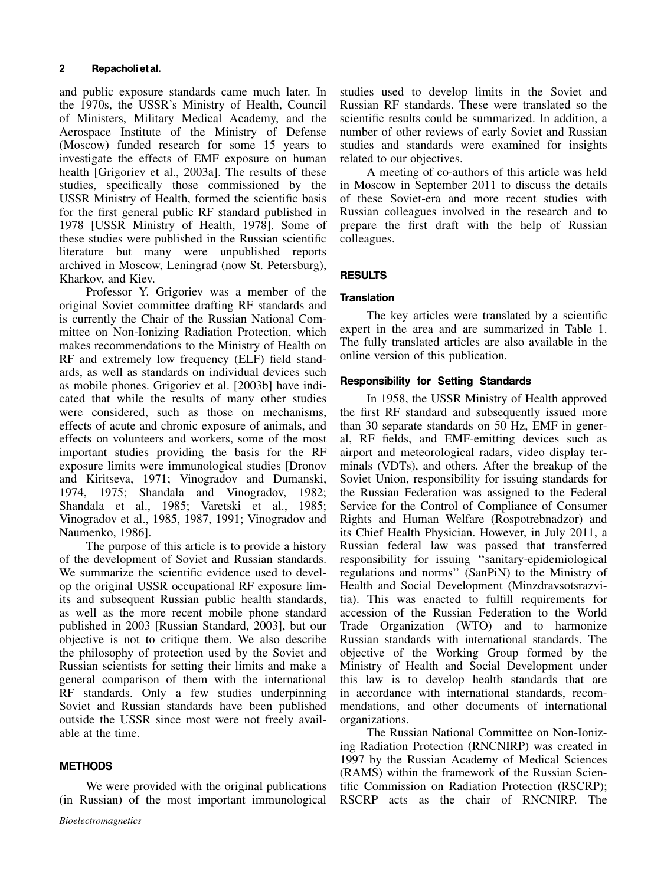and public exposure standards came much later. In the 1970s, the USSR's Ministry of Health, Council of Ministers, Military Medical Academy, and the Aerospace Institute of the Ministry of Defense (Moscow) funded research for some 15 years to investigate the effects of EMF exposure on human health [Grigoriev et al., 2003a]. The results of these studies, specifically those commissioned by the USSR Ministry of Health, formed the scientific basis for the first general public RF standard published in 1978 [USSR Ministry of Health, 1978]. Some of these studies were published in the Russian scientific literature but many were unpublished reports archived in Moscow, Leningrad (now St. Petersburg), Kharkov, and Kiev.

Professor Y. Grigoriev was a member of the original Soviet committee drafting RF standards and is currently the Chair of the Russian National Committee on Non-Ionizing Radiation Protection, which makes recommendations to the Ministry of Health on RF and extremely low frequency (ELF) field standards, as well as standards on individual devices such as mobile phones. Grigoriev et al. [2003b] have indicated that while the results of many other studies were considered, such as those on mechanisms, effects of acute and chronic exposure of animals, and effects on volunteers and workers, some of the most important studies providing the basis for the RF exposure limits were immunological studies [Dronov and Kiritseva, 1971; Vinogradov and Dumanski, 1974, 1975; Shandala and Vinogradov, 1982; Shandala et al., 1985; Varetski et al., 1985; Vinogradov et al., 1985, 1987, 1991; Vinogradov and Naumenko, 1986].

The purpose of this article is to provide a history of the development of Soviet and Russian standards. We summarize the scientific evidence used to develop the original USSR occupational RF exposure limits and subsequent Russian public health standards, as well as the more recent mobile phone standard published in 2003 [Russian Standard, 2003], but our objective is not to critique them. We also describe the philosophy of protection used by the Soviet and Russian scientists for setting their limits and make a general comparison of them with the international RF standards. Only a few studies underpinning Soviet and Russian standards have been published outside the USSR since most were not freely available at the time.

## METHODS

We were provided with the original publications (in Russian) of the most important immunological studies used to develop limits in the Soviet and Russian RF standards. These were translated so the scientific results could be summarized. In addition, a number of other reviews of early Soviet and Russian studies and standards were examined for insights related to our objectives.

A meeting of co-authors of this article was held in Moscow in September 2011 to discuss the details of these Soviet-era and more recent studies with Russian colleagues involved in the research and to prepare the first draft with the help of Russian colleagues.

## RESULTS

### Translation

The key articles were translated by a scientific expert in the area and are summarized in Table 1. The fully translated articles are also available in the online version of this publication.

### Responsibility for Setting Standards

In 1958, the USSR Ministry of Health approved the first RF standard and subsequently issued more than 30 separate standards on 50 Hz, EMF in general, RF fields, and EMF-emitting devices such as airport and meteorological radars, video display terminals (VDTs), and others. After the breakup of the Soviet Union, responsibility for issuing standards for the Russian Federation was assigned to the Federal Service for the Control of Compliance of Consumer Rights and Human Welfare (Rospotrebnadzor) and its Chief Health Physician. However, in July 2011, a Russian federal law was passed that transferred responsibility for issuing "sanitary-epidemiological regulations and norms" (SanPiN) to the Ministry of Health and Social Development (Minzdravsotsrazvitia). This was enacted to fulfill requirements for accession of the Russian Federation to the World Trade Organization (WTO) and to harmonize Russian standards with international standards. The objective of the Working Group formed by the Ministry of Health and Social Development under this law is to develop health standards that are in accordance with international standards, recommendations, and other documents of international organizations.

The Russian National Committee on Non-Ionizing Radiation Protection (RNCNIRP) was created in 1997 by the Russian Academy of Medical Sciences (RAMS) within the framework of the Russian Scientific Commission on Radiation Protection (RSCRP); RSCRP acts as the chair of RNCNIRP. The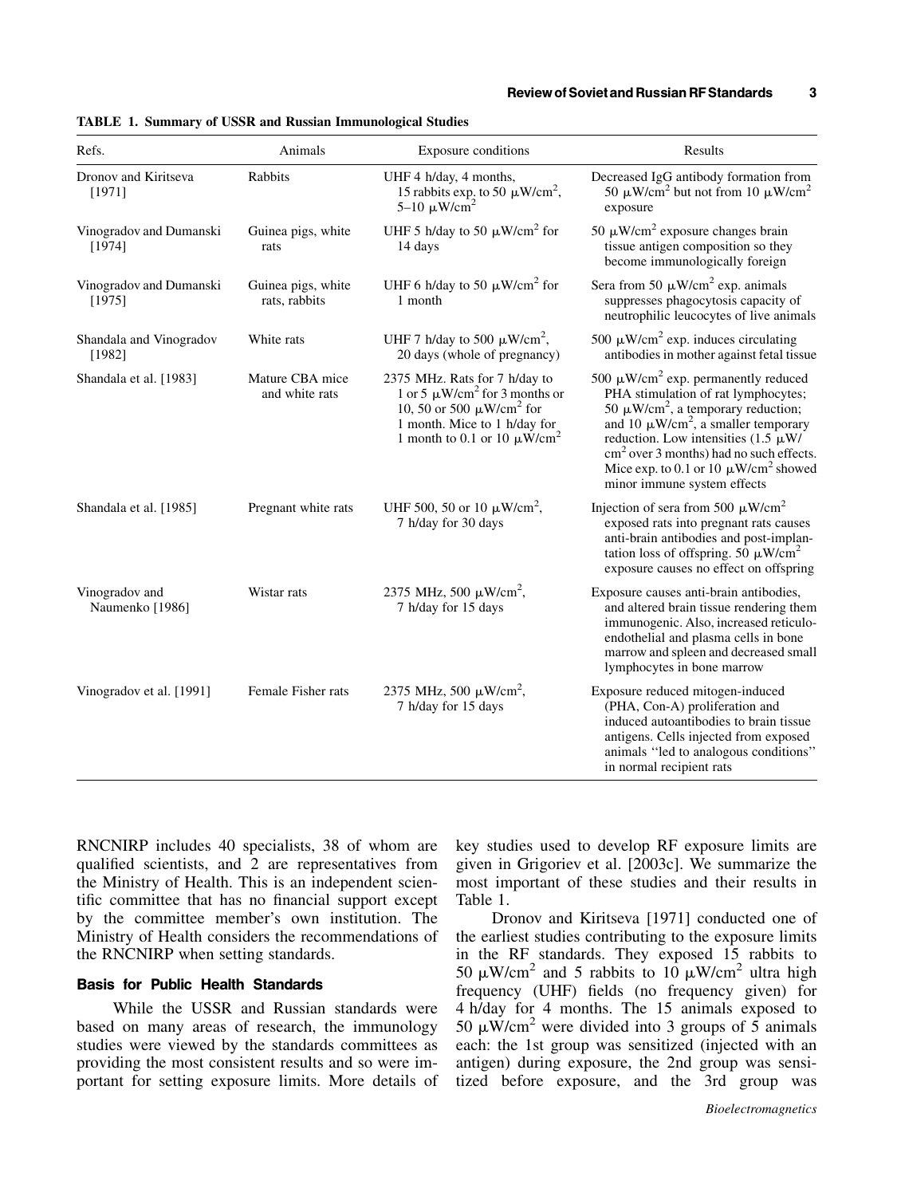**TABLE 1. Summary of USSR and Russian Immunological Studies**

| Refs. | Animals | Exposure conditions | Results |
| --- | --- | --- | --- |
| Dronov and Kiritseva [1971] | Rabbits | UHF 4 h/day, 4 months, 15 rabbits exp. to 50 μW/cm$^2$, 5–10 μW/cm$^2$ | Decreased IgG antibody formation from 50 μW/cm$^2$ but not from 10 μW/cm$^2$ exposure |
| Vinogradov and Dumanski [1974] | Guinea pigs, white rats | UHF 5 h/day to 50 μW/cm$^2$ for 14 days | 50 μW/cm$^2$ exposure changes brain tissue antigen composition so they become immunologically foreign |
| Vinogradov and Dumanski [1975] | Guinea pigs, white rats, rabbits | UHF 6 h/day to 50 μW/cm$^2$ for 1 month | Sera from 50 μW/cm$^2$ exp. animals suppresses phagocytosis capacity of neutrophilic leucocytes of live animals |
| Shandala and Vinogradov [1982] | White rats | UHF 7 h/day to 500 μW/cm$^2$, 20 days (whole of pregnancy) | 500 μW/cm$^2$ exp. induces circulating antibodies in mother against fetal tissue |
| Shandala et al. [1983] | Mature CBA mice and white rats | 2375 MHz. Rats for 7 h/day to 1 or 5 μW/cm$^2$ for 3 months or 10, 50 or 500 μW/cm$^2$ for 1 month. Mice to 1 h/day for 1 month to 0.1 or 10 μW/cm$^2$ | 500 μW/cm$^2$ exp. permanently reduced PHA stimulation of rat lymphocytes; 50 μW/cm$^2$, a temporary reduction; and 10 μW/cm$^2$, a smaller temporary reduction. Low intensities (1.5 μW/cm$^2$ over 3 months) had no such effects. Mice exp. to 0.1 or 10 μW/cm$^2$ showed minor immune system effects |
| Shandala et al. [1985] | Pregnant white rats | UHF 500, 50 or 10 μW/cm$^2$, 7 h/day for 30 days | Injection of sera from 500 μW/cm$^2$ exposed rats into pregnant rats causes anti-brain antibodies and post-implantation loss of offspring. 50 μW/cm$^2$ exposure causes no effect on offspring |
| Vinogradov and Naumenko [1986] | Wistar rats | 2375 MHz, 500 μW/cm$^2$, 7 h/day for 15 days | Exposure causes anti-brain antibodies, and altered brain tissue rendering them immunogenic. Also, increased reticulo-endothelial and plasma cells in bone marrow and spleen and decreased small lymphocytes in bone marrow |
| Vinogradov et al. [1991] | Female Fisher rats | 2375 MHz, 500 μW/cm$^2$, 7 h/day for 15 days | Exposure reduced mitogen-induced (PHA, Con-A) proliferation and induced autoantibodies to brain tissue antigens. Cells injected from exposed animals "led to analogous conditions" in normal recipient rats |

RNCNIRP includes 40 specialists, 38 of whom are qualified scientists, and 2 are representatives from the Ministry of Health. This is an independent scientific committee that has no financial support except by the committee member's own institution. The Ministry of Health considers the recommendations of the RNCNIRP when setting standards.

## Basis for Public Health Standards

While the USSR and Russian standards were based on many areas of research, the immunology studies were viewed by the standards committees as providing the most consistent results and so were important for setting exposure limits. More details of key studies used to develop RF exposure limits are given in Grigoriev et al. [2003c]. We summarize the most important of these studies and their results in Table 1.

Dronov and Kiritseva [1971] conducted one of the earliest studies contributing to the exposure limits in the RF standards. They exposed 15 rabbits to 50 μW/cm$^2$ and 5 rabbits to 10 μW/cm$^2$ ultra high frequency (UHF) fields (no frequency given) for 4 h/day for 4 months. The 15 animals exposed to 50 μW/cm$^2$ were divided into 3 groups of 5 animals each: the 1st group was sensitized (injected with an antigen) during exposure, the 2nd group was sensitized before exposure, and the 3rd group was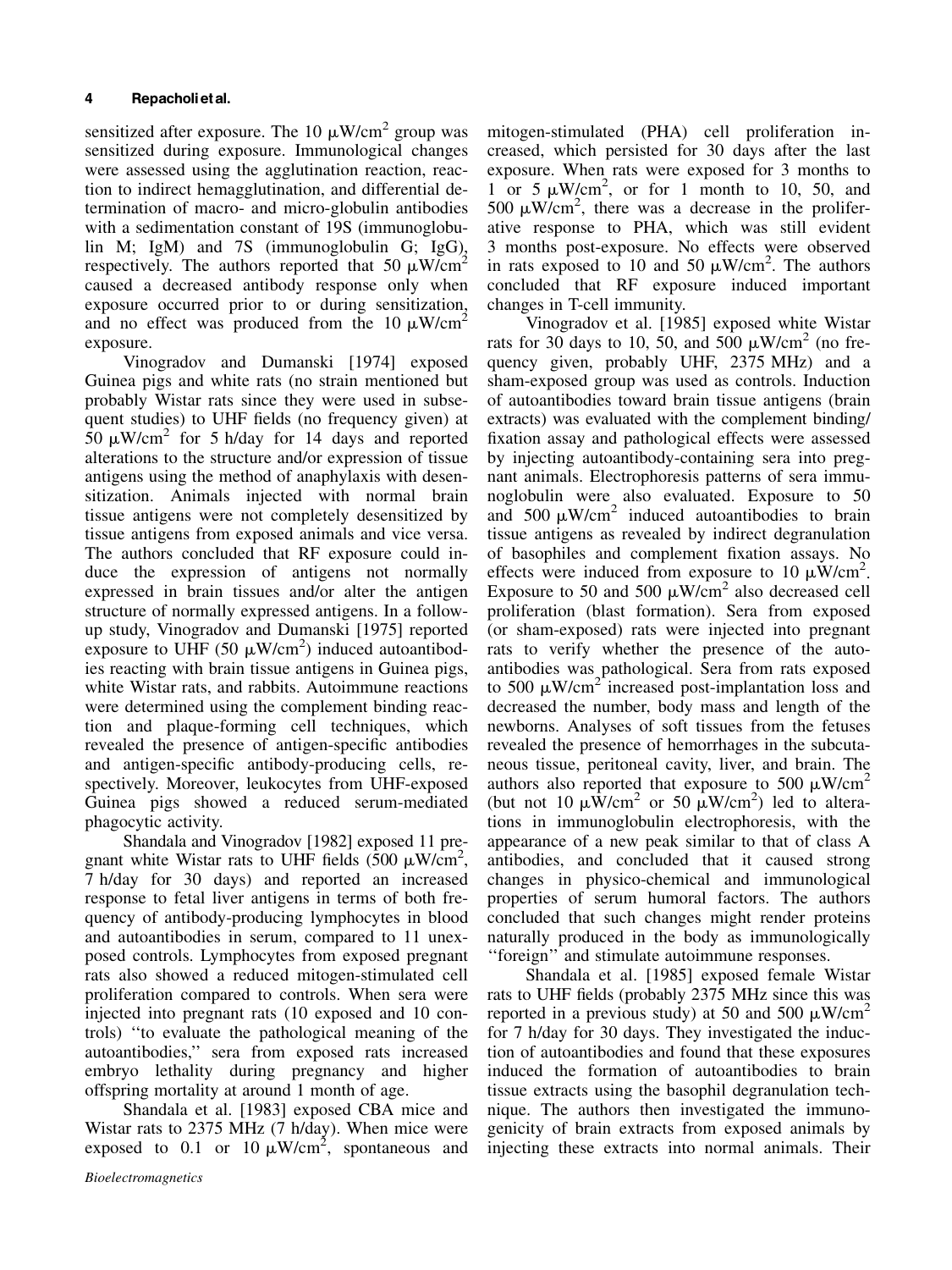sensitized after exposure. The 10 $\mu W/cm^2$ group was sensitized during exposure. Immunological changes were assessed using the agglutination reaction, reaction to indirect hemagglutination, and differential determination of macro- and micro-globulin antibodies with a sedimentation constant of 19S (immunoglobulin M; IgM) and 7S (immunoglobulin G; IgG), respectively. The authors reported that 50 $\mu W/cm^2$ caused a decreased antibody response only when exposure occurred prior to or during sensitization, and no effect was produced from the 10 $\mu W/cm^2$ exposure.

Vinogradov and Dumanski [1974] exposed Guinea pigs and white rats (no strain mentioned but probably Wistar rats since they were used in subsequent studies) to UHF fields (no frequency given) at 50 $\mu W/cm^2$ for 5 h/day for 14 days and reported alterations to the structure and/or expression of tissue antigens using the method of anaphylaxis with desensitization. Animals injected with normal brain tissue antigens were not completely desensitized by tissue antigens from exposed animals and vice versa. The authors concluded that RF exposure could induce the expression of antigens not normally expressed in brain tissues and/or alter the antigen structure of normally expressed antigens. In a follow-up study, Vinogradov and Dumanski [1975] reported exposure to UHF (50 $\mu W/cm^2$) induced autoantibodies reacting with brain tissue antigens in Guinea pigs, white Wistar rats, and rabbits. Autoimmune reactions were determined using the complement binding reaction and plaque-forming cell techniques, which revealed the presence of antigen-specific antibodies and antigen-specific antibody-producing cells, respectively. Moreover, leukocytes from UHF-exposed Guinea pigs showed a reduced serum-mediated phagocytic activity.

Shandala and Vinogradov [1982] exposed 11 pregnant white Wistar rats to UHF fields (500 $\mu W/cm^2$, 7 h/day for 30 days) and reported an increased response to fetal liver antigens in terms of both frequency of antibody-producing lymphocytes in blood and autoantibodies in serum, compared to 11 unexposed controls. Lymphocytes from exposed pregnant rats also showed a reduced mitogen-stimulated cell proliferation compared to controls. When sera were injected into pregnant rats (10 exposed and 10 controls) "to evaluate the pathological meaning of the autoantibodies," sera from exposed rats increased embryo lethality during pregnancy and higher offspring mortality at around 1 month of age.

Shandala et al. [1983] exposed CBA mice and Wistar rats to 2375 MHz (7 h/day). When mice were exposed to 0.1 or 10 $\mu W/cm^2$, spontaneous and mitogen-stimulated (PHA) cell proliferation increased, which persisted for 30 days after the last exposure. When rats were exposed for 3 months to 1 or 5 $\mu W/cm^2$, or for 1 month to 10, 50, and 500 $\mu W/cm^2$, there was a decrease in the proliferative response to PHA, which was still evident 3 months post-exposure. No effects were observed in rats exposed to 10 and 50 $\mu W/cm^2$. The authors concluded that RF exposure induced important changes in T-cell immunity.

Vinogradov et al. [1985] exposed white Wistar rats for 30 days to 10, 50, and 500 $\mu W/cm^2$ (no frequency given, probably UHF, 2375 MHz) and a sham-exposed group was used as controls. Induction of autoantibodies toward brain tissue antigens (brain extracts) was evaluated with the complement binding/fixation assay and pathological effects were assessed by injecting autoantibody-containing sera into pregnant animals. Electrophoresis patterns of sera immunoglobulin were also evaluated. Exposure to 50 and 500 $\mu W/cm^2$ induced autoantibodies to brain tissue antigens as revealed by indirect degranulation of basophiles and complement fixation assays. No effects were induced from exposure to 10 $\mu W/cm^2$. Exposure to 50 and 500 $\mu W/cm^2$ also decreased cell proliferation (blast formation). Sera from exposed (or sham-exposed) rats were injected into pregnant rats to verify whether the presence of the autoantibodies was pathological. Sera from rats exposed to 500 $\mu W/cm^2$ increased post-implantation loss and decreased the number, body mass and length of the newborns. Analyses of soft tissues from the fetuses revealed the presence of hemorrhages in the subcutaneous tissue, peritoneal cavity, liver, and brain. The authors also reported that exposure to 500 $\mu W/cm^2$ (but not 10 $\mu W/cm^2$ or 50 $\mu W/cm^2$) led to alterations in immunoglobulin electrophoresis, with the appearance of a new peak similar to that of class A antibodies, and concluded that it caused strong changes in physico-chemical and immunological properties of serum humoral factors. The authors concluded that such changes might render proteins naturally produced in the body as immunologically "foreign" and stimulate autoimmune responses.

Shandala et al. [1985] exposed female Wistar rats to UHF fields (probably 2375 MHz since this was reported in a previous study) at 50 and 500 $\mu W/cm^2$ for 7 h/day for 30 days. They investigated the induction of autoantibodies and found that these exposures induced the formation of autoantibodies to brain tissue extracts using the basophil degranulation technique. The authors then investigated the immunogenicity of brain extracts from exposed animals by injecting these extracts into normal animals. Their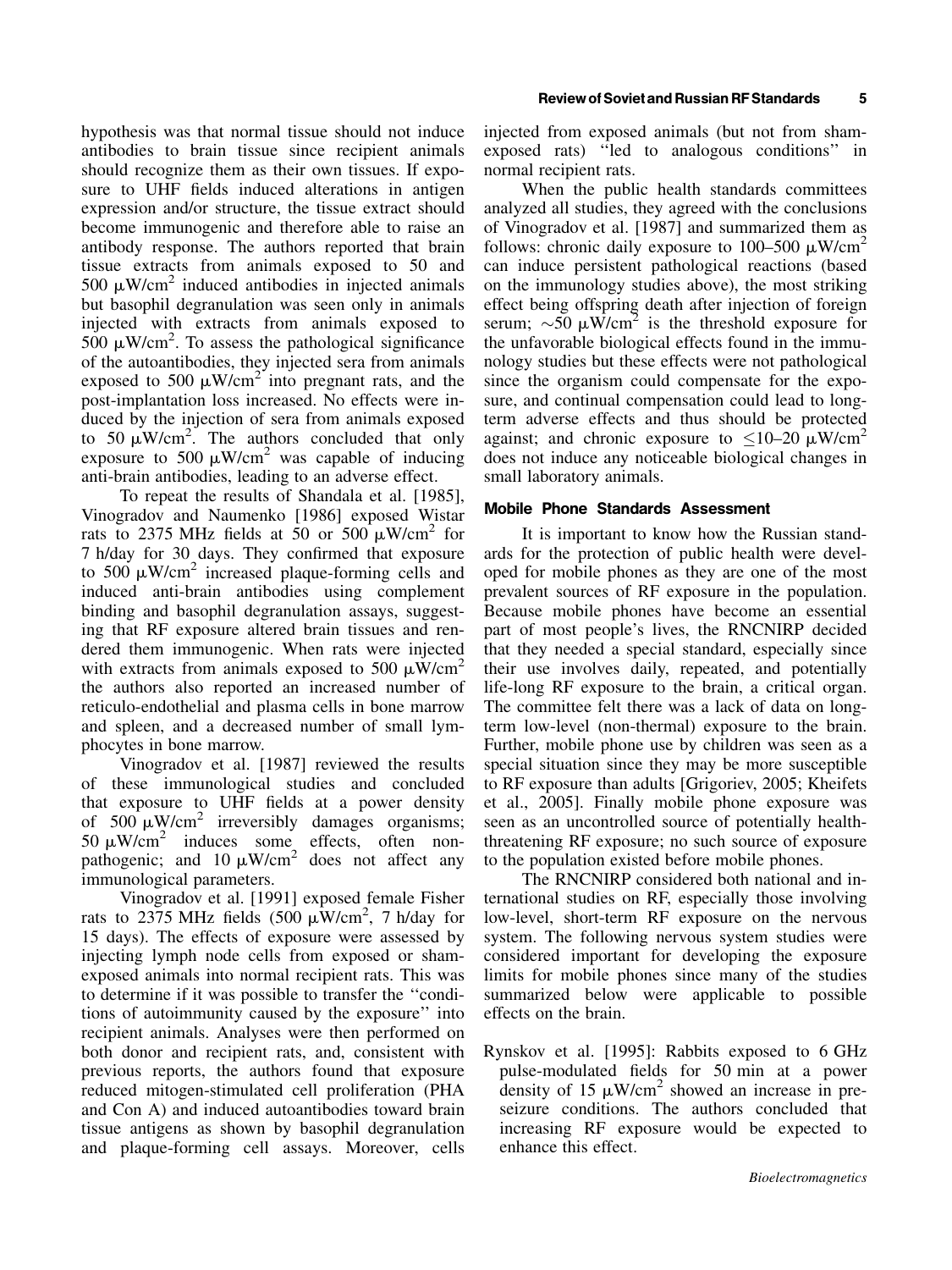hypothesis was that normal tissue should not induce antibodies to brain tissue since recipient animals should recognize them as their own tissues. If exposure to UHF fields induced alterations in antigen expression and/or structure, the tissue extract should become immunogenic and therefore able to raise an antibody response. The authors reported that brain tissue extracts from animals exposed to 50 and 500 $\mu W/cm^2$ induced antibodies in injected animals but basophil degranulation was seen only in animals injected with extracts from animals exposed to 500 $\mu W/cm^2$. To assess the pathological significance of the autoantibodies, they injected sera from animals exposed to 500 $\mu W/cm^2$ into pregnant rats, and the post-implantation loss increased. No effects were induced by the injection of sera from animals exposed to 50 $\mu W/cm^2$. The authors concluded that only exposure to 500 $\mu W/cm^2$ was capable of inducing anti-brain antibodies, leading to an adverse effect.

To repeat the results of Shandala et al. [1985], Vinogradov and Naumenko [1986] exposed Wistar rats to 2375 MHz fields at 50 or 500 $\mu W/cm^2$ for 7 h/day for 30 days. They confirmed that exposure to 500 $\mu W/cm^2$ increased plaque-forming cells and induced anti-brain antibodies using complement binding and basophil degranulation assays, suggesting that RF exposure altered brain tissues and rendered them immunogenic. When rats were injected with extracts from animals exposed to 500 $\mu W/cm^2$ the authors also reported an increased number of reticulo-endothelial and plasma cells in bone marrow and spleen, and a decreased number of small lymphocytes in bone marrow.

Vinogradov et al. [1987] reviewed the results of these immunological studies and concluded that exposure to UHF fields at a power density of 500 $\mu W/cm^2$ irreversibly damages organisms; 50 $\mu W/cm^2$ induces some effects, often non-pathogenic; and 10 $\mu W/cm^2$ does not affect any immunological parameters.

Vinogradov et al. [1991] exposed female Fisher rats to 2375 MHz fields (500 $\mu W/cm^2$, 7 h/day for 15 days). The effects of exposure were assessed by injecting lymph node cells from exposed or sham-exposed animals into normal recipient rats. This was to determine if it was possible to transfer the ''conditions of autoimmunity caused by the exposure'' into recipient animals. Analyses were then performed on both donor and recipient rats, and, consistent with previous reports, the authors found that exposure reduced mitogen-stimulated cell proliferation (PHA and Con A) and induced autoantibodies toward brain tissue antigens as shown by basophil degranulation and plaque-forming cell assays. Moreover, cells injected from exposed animals (but not from sham-exposed rats) ''led to analogous conditions'' in normal recipient rats.

When the public health standards committees analyzed all studies, they agreed with the conclusions of Vinogradov et al. [1987] and summarized them as follows: chronic daily exposure to 100–500 $\mu W/cm^2$ can induce persistent pathological reactions (based on the immunology studies above), the most striking effect being offspring death after injection of foreign serum; $\sim$50 $\mu W/cm^2$ is the threshold exposure for the unfavorable biological effects found in the immunology studies but these effects were not pathological since the organism could compensate for the exposure, and continual compensation could lead to long-term adverse effects and thus should be protected against; and chronic exposure to $\leq$10–20 $\mu W/cm^2$ does not induce any noticeable biological changes in small laboratory animals.

## Mobile Phone Standards Assessment

It is important to know how the Russian standards for the protection of public health were developed for mobile phones as they are one of the most prevalent sources of RF exposure in the population. Because mobile phones have become an essential part of most people's lives, the RNCNIRP decided that they needed a special standard, especially since their use involves daily, repeated, and potentially life-long RF exposure to the brain, a critical organ. The committee felt there was a lack of data on long-term low-level (non-thermal) exposure to the brain. Further, mobile phone use by children was seen as a special situation since they may be more susceptible to RF exposure than adults [Grigoriev, 2005; Kheifets et al., 2005]. Finally mobile phone exposure was seen as an uncontrolled source of potentially health-threatening RF exposure; no such source of exposure to the population existed before mobile phones.

The RNCNIRP considered both national and international studies on RF, especially those involving low-level, short-term RF exposure on the nervous system. The following nervous system studies were considered important for developing the exposure limits for mobile phones since many of the studies summarized below were applicable to possible effects on the brain.

Rynskov et al. [1995]: Rabbits exposed to 6 GHz pulse-modulated fields for 50 min at a power density of 15 $\mu W/cm^2$ showed an increase in pre-seizure conditions. The authors concluded that increasing RF exposure would be expected to enhance this effect.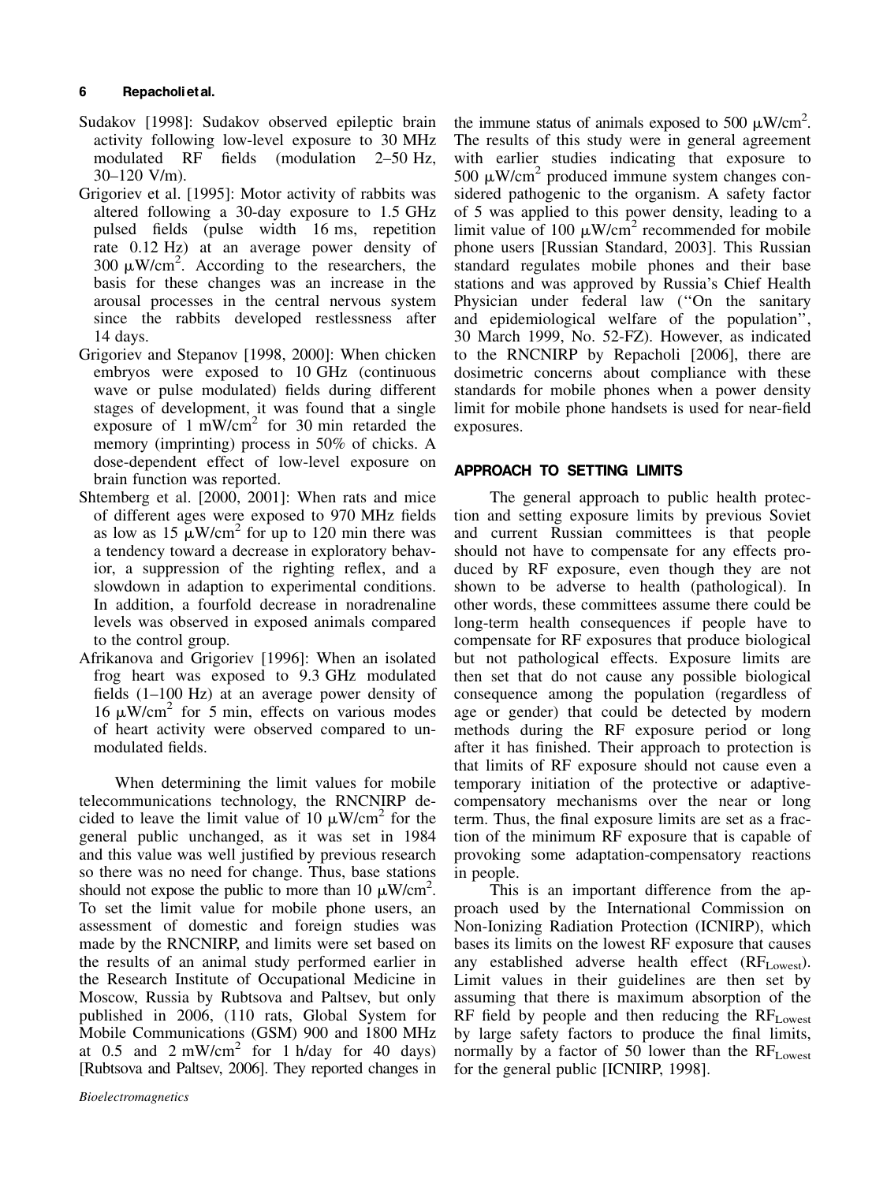Sudakov [1998]: Sudakov observed epileptic brain activity following low-level exposure to 30 MHz modulated RF fields (modulation 2–50 Hz, 30–120 V/m).

Grigoriev et al. [1995]: Motor activity of rabbits was altered following a 30-day exposure to 1.5 GHz pulsed fields (pulse width 16 ms, repetition rate 0.12 Hz) at an average power density of 300 $\mu W/cm^2$. According to the researchers, the basis for these changes was an increase in the arousal processes in the central nervous system since the rabbits developed restlessness after 14 days.

Grigoriev and Stepanov [1998, 2000]: When chicken embryos were exposed to 10 GHz (continuous wave or pulse modulated) fields during different stages of development, it was found that a single exposure of 1 $mW/cm^2$ for 30 min retarded the memory (imprinting) process in 50% of chicks. A dose-dependent effect of low-level exposure on brain function was reported.

Shtemberg et al. [2000, 2001]: When rats and mice of different ages were exposed to 970 MHz fields as low as 15 $\mu W/cm^2$ for up to 120 min there was a tendency toward a decrease in exploratory behavior, a suppression of the righting reflex, and a slowdown in adaption to experimental conditions. In addition, a fourfold decrease in noradrenaline levels was observed in exposed animals compared to the control group.

Afrikanova and Grigoriev [1996]: When an isolated frog heart was exposed to 9.3 GHz modulated fields (1–100 Hz) at an average power density of 16 $\mu W/cm^2$ for 5 min, effects on various modes of heart activity were observed compared to unmodulated fields.

When determining the limit values for mobile telecommunications technology, the RNCNIRP decided to leave the limit value of 10 $\mu W/cm^2$ for the general public unchanged, as it was set in 1984 and this value was well justified by previous research so there was no need for change. Thus, base stations should not expose the public to more than 10 $\mu W/cm^2$. To set the limit value for mobile phone users, an assessment of domestic and foreign studies was made by the RNCNIRP, and limits were set based on the results of an animal study performed earlier in the Research Institute of Occupational Medicine in Moscow, Russia by Rubtsova and Paltsev, but only published in 2006, (110 rats, Global System for Mobile Communications (GSM) 900 and 1800 MHz at 0.5 and 2 $mW/cm^2$ for 1 h/day for 40 days) [Rubtsova and Paltsev, 2006]. They reported changes in the immune status of animals exposed to 500 $\mu W/cm^2$. The results of this study were in general agreement with earlier studies indicating that exposure to 500 $\mu W/cm^2$ produced immune system changes considered pathogenic to the organism. A safety factor of 5 was applied to this power density, leading to a limit value of 100 $\mu W/cm^2$ recommended for mobile phone users [Russian Standard, 2003]. This Russian standard regulates mobile phones and their base stations and was approved by Russia's Chief Health Physician under federal law ("On the sanitary and epidemiological welfare of the population", 30 March 1999, No. 52-FZ). However, as indicated to the RNCNIRP by Repacholi [2006], there are dosimetric concerns about compliance with these standards for mobile phones when a power density limit for mobile phone handsets is used for near-field exposures.

## APPROACH TO SETTING LIMITS

The general approach to public health protection and setting exposure limits by previous Soviet and current Russian committees is that people should not have to compensate for any effects produced by RF exposure, even though they are not shown to be adverse to health (pathological). In other words, these committees assume there could be long-term health consequences if people have to compensate for RF exposures that produce biological but not pathological effects. Exposure limits are then set that do not cause any possible biological consequence among the population (regardless of age or gender) that could be detected by modern methods during the RF exposure period or long after it has finished. Their approach to protection is that limits of RF exposure should not cause even a temporary initiation of the protective or adaptive-compensatory mechanisms over the near or long term. Thus, the final exposure limits are set as a fraction of the minimum RF exposure that is capable of provoking some adaptation-compensatory reactions in people.

This is an important difference from the approach used by the International Commission on Non-Ionizing Radiation Protection (ICNIRP), which bases its limits on the lowest RF exposure that causes any established adverse health effect ($RF_{Lowest}$). Limit values in their guidelines are then set by assuming that there is maximum absorption of the RF field by people and then reducing the $RF_{Lowest}$ by large safety factors to produce the final limits, normally by a factor of 50 lower than the $RF_{Lowest}$ for the general public [ICNIRP, 1998].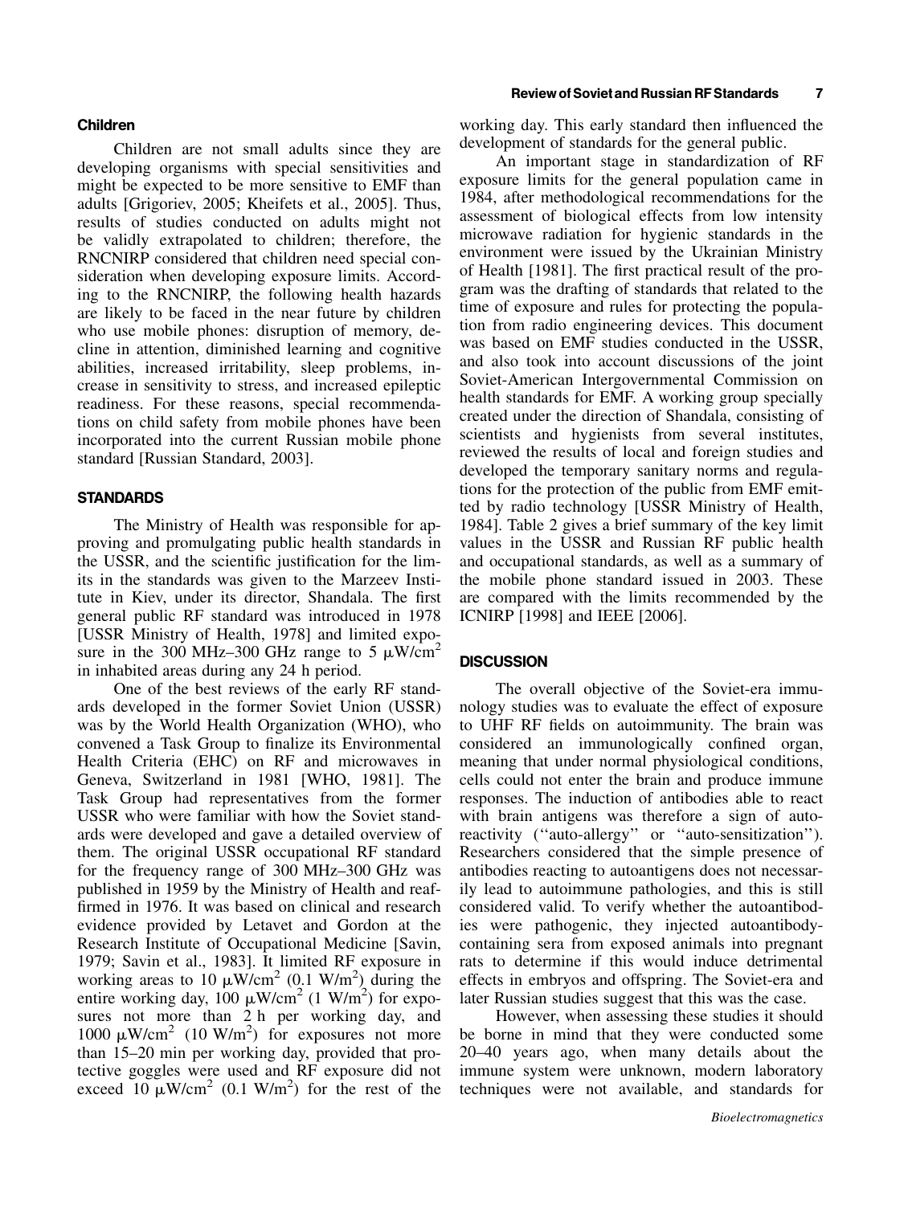### Children

Children are not small adults since they are developing organisms with special sensitivities and might be expected to be more sensitive to EMF than adults [Grigoriev, 2005; Kheifets et al., 2005]. Thus, results of studies conducted on adults might not be validly extrapolated to children; therefore, the RNCNIRP considered that children need special consideration when developing exposure limits. According to the RNCNIRP, the following health hazards are likely to be faced in the near future by children who use mobile phones: disruption of memory, decline in attention, diminished learning and cognitive abilities, increased irritability, sleep problems, increase in sensitivity to stress, and increased epileptic readiness. For these reasons, special recommendations on child safety from mobile phones have been incorporated into the current Russian mobile phone standard [Russian Standard, 2003].

## STANDARDS

The Ministry of Health was responsible for approving and promulgating public health standards in the USSR, and the scientific justification for the limits in the standards was given to the Marzeev Institute in Kiev, under its director, Shandala. The first general public RF standard was introduced in 1978 [USSR Ministry of Health, 1978] and limited exposure in the 300 MHz–300 GHz range to 5 $\mu W/cm^2$ in inhabited areas during any 24 h period.

One of the best reviews of the early RF standards developed in the former Soviet Union (USSR) was by the World Health Organization (WHO), who convened a Task Group to finalize its Environmental Health Criteria (EHC) on RF and microwaves in Geneva, Switzerland in 1981 [WHO, 1981]. The Task Group had representatives from the former USSR who were familiar with how the Soviet standards were developed and gave a detailed overview of them. The original USSR occupational RF standard for the frequency range of 300 MHz–300 GHz was published in 1959 by the Ministry of Health and reaffirmed in 1976. It was based on clinical and research evidence provided by Letavet and Gordon at the Research Institute of Occupational Medicine [Savin, 1979; Savin et al., 1983]. It limited RF exposure in working areas to 10 $\mu W/cm^2$ (0.1 $W/m^2$) during the entire working day, 100 $\mu W/cm^2$ (1 $W/m^2$) for exposures not more than 2 h per working day, and 1000 $\mu W/cm^2$ (10 $W/m^2$) for exposures not more than 15–20 min per working day, provided that protective goggles were used and RF exposure did not exceed 10 $\mu W/cm^2$ (0.1 $W/m^2$) for the rest of the working day. This early standard then influenced the development of standards for the general public.

An important stage in standardization of RF exposure limits for the general population came in 1984, after methodological recommendations for the assessment of biological effects from low intensity microwave radiation for hygienic standards in the environment were issued by the Ukrainian Ministry of Health [1981]. The first practical result of the program was the drafting of standards that related to the time of exposure and rules for protecting the population from radio engineering devices. This document was based on EMF studies conducted in the USSR, and also took into account discussions of the joint Soviet-American Intergovernmental Commission on health standards for EMF. A working group specially created under the direction of Shandala, consisting of scientists and hygienists from several institutes, reviewed the results of local and foreign studies and developed the temporary sanitary norms and regulations for the protection of the public from EMF emitted by radio technology [USSR Ministry of Health, 1984]. Table 2 gives a brief summary of the key limit values in the USSR and Russian RF public health and occupational standards, as well as a summary of the mobile phone standard issued in 2003. These are compared with the limits recommended by the ICNIRP [1998] and IEEE [2006].

## DISCUSSION

The overall objective of the Soviet-era immunology studies was to evaluate the effect of exposure to UHF RF fields on autoimmunity. The brain was considered an immunologically confined organ, meaning that under normal physiological conditions, cells could not enter the brain and produce immune responses. The induction of antibodies able to react with brain antigens was therefore a sign of autoreactivity (''auto-allergy'' or ''auto-sensitization''). Researchers considered that the simple presence of antibodies reacting to autoantigens does not necessarily lead to autoimmune pathologies, and this is still considered valid. To verify whether the autoantibodies were pathogenic, they injected autoantibody-containing sera from exposed animals into pregnant rats to determine if this would induce detrimental effects in embryos and offspring. The Soviet-era and later Russian studies suggest that this was the case.

However, when assessing these studies it should be borne in mind that they were conducted some 20–40 years ago, when many details about the immune system were unknown, modern laboratory techniques were not available, and standards for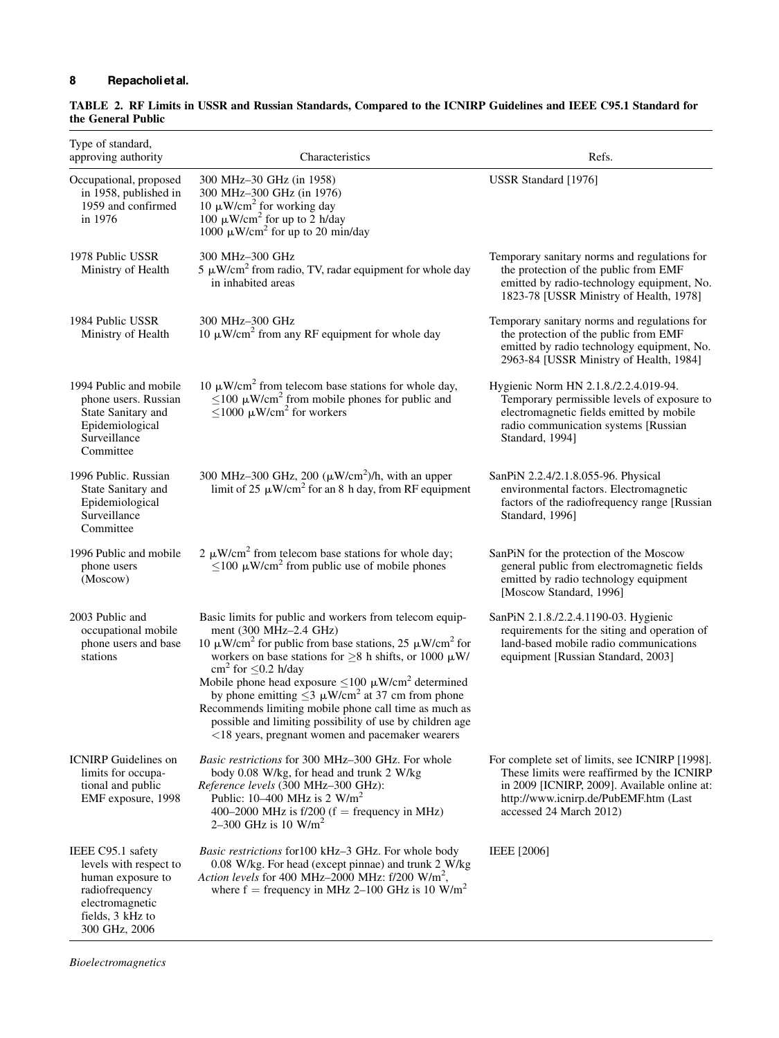**TABLE 2. RF Limits in USSR and Russian Standards, Compared to the ICNIRP Guidelines and IEEE C95.1 Standard for the General Public**

| Type of standard, approving authority | Characteristics | Refs. |
|---|---|---|
| Occupational, proposed in 1958, published in 1959 and confirmed in 1976 | 300 MHz–30 GHz (in 1958)<br>300 MHz–300 GHz (in 1976)<br>10 $\mu W/cm^2$ for working day<br>100 $\mu W/cm^2$ for up to 2 h/day<br>1000 $\mu W/cm^2$ for up to 20 min/day | USSR Standard [1976] |
| 1978 Public USSR Ministry of Health | 300 MHz–300 GHz<br>5 $\mu W/cm^2$ from radio, TV, radar equipment for whole day in inhabited areas | Temporary sanitary norms and regulations for the protection of the public from EMF emitted by radio-technology equipment, No. 1823-78 [USSR Ministry of Health, 1978] |
| 1984 Public USSR Ministry of Health | 300 MHz–300 GHz<br>10 $\mu W/cm^2$ from any RF equipment for whole day | Temporary sanitary norms and regulations for the protection of the public from EMF emitted by radio technology equipment, No. 2963-84 [USSR Ministry of Health, 1984] |
| 1994 Public and mobile phone users. Russian State Sanitary and Epidemiological Surveillance Committee | 10 $\mu W/cm^2$ from telecom base stations for whole day, $\leq$100 $\mu W/cm^2$ from mobile phones for public and $\leq$1000 $\mu W/cm^2$ for workers | Hygienic Norm HN 2.1.8./2.2.4.019-94. Temporary permissible levels of exposure to electromagnetic fields emitted by mobile radio communication systems [Russian Standard, 1994] |
| 1996 Public. Russian State Sanitary and Epidemiological Surveillance Committee | 300 MHz–300 GHz, 200 ($\mu W/cm^2$)/h, with an upper limit of 25 $\mu W/cm^2$ for an 8 h day, from RF equipment | SanPiN 2.2.4/2.1.8.055-96. Physical environmental factors. Electromagnetic factors of the radiofrequency range [Russian Standard, 1996] |
| 1996 Public and mobile phone users (Moscow) | 2 $\mu W/cm^2$ from telecom base stations for whole day; $\leq$100 $\mu W/cm^2$ from public use of mobile phones | SanPiN for the protection of the Moscow general public from electromagnetic fields emitted by radio technology equipment [Moscow Standard, 1996] |
| 2003 Public and occupational mobile phone users and base stations | Basic limits for public and workers from telecom equipment (300 MHz–2.4 GHz)<br>10 $\mu W/cm^2$ for public from base stations, 25 $\mu W/cm^2$ for workers on base stations for $\geq$8 h shifts, or 1000 $\mu W/cm^2$ for $\leq$0.2 h/day<br>Mobile phone head exposure $\leq$100 $\mu W/cm^2$ determined by phone emitting $\leq$3 $\mu W/cm^2$ at 37 cm from phone<br>Recommends limiting mobile phone call time as much as possible and limiting possibility of use by children age <18 years, pregnant women and pacemaker wearers | SanPiN 2.1.8./2.2.4.1190-03. Hygienic requirements for the siting and operation of land-based mobile radio communications equipment [Russian Standard, 2003] |
| ICNIRP Guidelines on limits for occupational and public EMF exposure, 1998 | *Basic restrictions* for 300 MHz–300 GHz. For whole body 0.08 W/kg, for head and trunk 2 W/kg<br>*Reference levels* (300 MHz–300 GHz):<br>Public: 10–400 MHz is 2 $W/m^2$<br>400–2000 MHz is f/200 (f = frequency in MHz)<br>2–300 GHz is 10 $W/m^2$ | For complete set of limits, see ICNIRP [1998]. These limits were reaffirmed by the ICNIRP in 2009 [ICNIRP, 2009]. Available online at: http://www.icnirp.de/PubEMF.htm (Last accessed 24 March 2012) |
| IEEE C95.1 safety levels with respect to human exposure to radiofrequency electromagnetic fields, 3 kHz to 300 GHz, 2006 | *Basic restrictions* for100 kHz–3 GHz. For whole body 0.08 W/kg. For head (except pinnae) and trunk 2 W/kg<br>*Action levels* for 400 MHz–2000 MHz: f/200 $W/m^2$, where f = frequency in MHz 2–100 GHz is 10 $W/m^2$ | IEEE [2006] |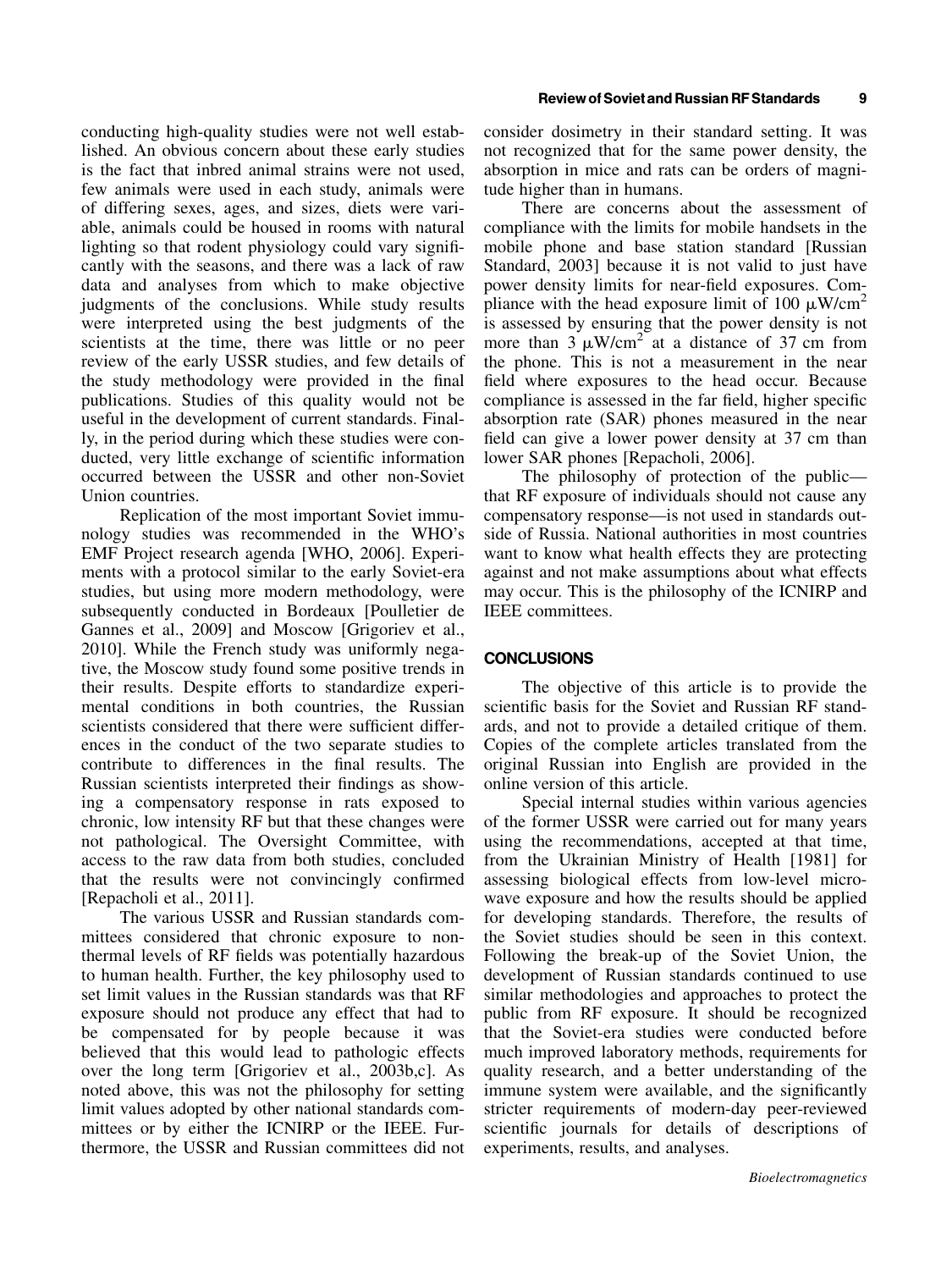conducting high-quality studies were not well established. An obvious concern about these early studies is the fact that inbred animal strains were not used, few animals were used in each study, animals were of differing sexes, ages, and sizes, diets were variable, animals could be housed in rooms with natural lighting so that rodent physiology could vary significantly with the seasons, and there was a lack of raw data and analyses from which to make objective judgments of the conclusions. While study results were interpreted using the best judgments of the scientists at the time, there was little or no peer review of the early USSR studies, and few details of the study methodology were provided in the final publications. Studies of this quality would not be useful in the development of current standards. Finally, in the period during which these studies were conducted, very little exchange of scientific information occurred between the USSR and other non-Soviet Union countries.

Replication of the most important Soviet immunology studies was recommended in the WHO's EMF Project research agenda [WHO, 2006]. Experiments with a protocol similar to the early Soviet-era studies, but using more modern methodology, were subsequently conducted in Bordeaux [Poulletier de Gannes et al., 2009] and Moscow [Grigoriev et al., 2010]. While the French study was uniformly negative, the Moscow study found some positive trends in their results. Despite efforts to standardize experimental conditions in both countries, the Russian scientists considered that there were sufficient differences in the conduct of the two separate studies to contribute to differences in the final results. The Russian scientists interpreted their findings as showing a compensatory response in rats exposed to chronic, low intensity RF but that these changes were not pathological. The Oversight Committee, with access to the raw data from both studies, concluded that the results were not convincingly confirmed [Repacholi et al., 2011].

The various USSR and Russian standards committees considered that chronic exposure to nonthermal levels of RF fields was potentially hazardous to human health. Further, the key philosophy used to set limit values in the Russian standards was that RF exposure should not produce any effect that had to be compensated for by people because it was believed that this would lead to pathologic effects over the long term [Grigoriev et al., 2003b,c]. As noted above, this was not the philosophy for setting limit values adopted by other national standards committees or by either the ICNIRP or the IEEE. Furthermore, the USSR and Russian committees did not consider dosimetry in their standard setting. It was not recognized that for the same power density, the absorption in mice and rats can be orders of magnitude higher than in humans.

There are concerns about the assessment of compliance with the limits for mobile handsets in the mobile phone and base station standard [Russian Standard, 2003] because it is not valid to just have power density limits for near-field exposures. Compliance with the head exposure limit of 100 $\mu W/cm^2$ is assessed by ensuring that the power density is not more than 3 $\mu W/cm^2$ at a distance of 37 cm from the phone. This is not a measurement in the near field where exposures to the head occur. Because compliance is assessed in the far field, higher specific absorption rate (SAR) phones measured in the near field can give a lower power density at 37 cm than lower SAR phones [Repacholi, 2006].

The philosophy of protection of the public—that RF exposure of individuals should not cause any compensatory response—is not used in standards outside of Russia. National authorities in most countries want to know what health effects they are protecting against and not make assumptions about what effects may occur. This is the philosophy of the ICNIRP and IEEE committees.

## CONCLUSIONS

The objective of this article is to provide the scientific basis for the Soviet and Russian RF standards, and not to provide a detailed critique of them. Copies of the complete articles translated from the original Russian into English are provided in the online version of this article.

Special internal studies within various agencies of the former USSR were carried out for many years using the recommendations, accepted at that time, from the Ukrainian Ministry of Health [1981] for assessing biological effects from low-level microwave exposure and how the results should be applied for developing standards. Therefore, the results of the Soviet studies should be seen in this context. Following the break-up of the Soviet Union, the development of Russian standards continued to use similar methodologies and approaches to protect the public from RF exposure. It should be recognized that the Soviet-era studies were conducted before much improved laboratory methods, requirements for quality research, and a better understanding of the immune system were available, and the significantly stricter requirements of modern-day peer-reviewed scientific journals for details of descriptions of experiments, results, and analyses.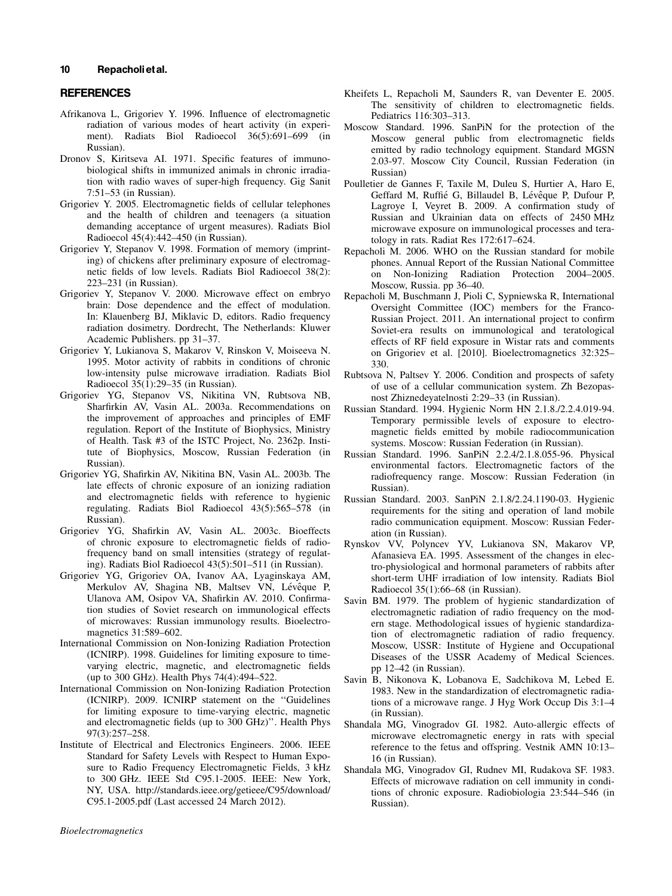## REFERENCES

Afrikanova L, Grigoriev Y. 1996. Influence of electromagnetic radiation of various modes of heart activity (in experiment). Radiats Biol Radioecol 36(5):691–699 (in Russian).

Dronov S, Kiritseva AI. 1971. Specific features of immunobiological shifts in immunized animals in chronic irradiation with radio waves of super-high frequency. Gig Sanit 7:51–53 (in Russian).

Grigoriev Y. 2005. Electromagnetic fields of cellular telephones and the health of children and teenagers (a situation demanding acceptance of urgent measures). Radiats Biol Radioecol 45(4):442–450 (in Russian).

Grigoriev Y, Stepanov V. 1998. Formation of memory (imprinting) of chickens after preliminary exposure of electromagnetic fields of low levels. Radiats Biol Radioecol 38(2): 223–231 (in Russian).

Grigoriev Y, Stepanov V. 2000. Microwave effect on embryo brain: Dose dependence and the effect of modulation. In: Klauenberg BJ, Miklavic D, editors. Radio frequency radiation dosimetry. Dordrecht, The Netherlands: Kluwer Academic Publishers. pp 31–37.

Grigoriev Y, Lukianova S, Makarov V, Rinskon V, Moiseeva N. 1995. Motor activity of rabbits in conditions of chronic low-intensity pulse microwave irradiation. Radiats Biol Radioecol 35(1):29–35 (in Russian).

Grigoriev YG, Stepanov VS, Nikitina VN, Rubtsova NB, Sharfirkin AV, Vasin AL. 2003a. Recommendations on the improvement of approaches and principles of EMF regulation. Report of the Institute of Biophysics, Ministry of Health. Task #3 of the ISTC Project, No. 2362p. Institute of Biophysics, Moscow, Russian Federation (in Russian).

Grigoriev YG, Shafirkin AV, Nikitina BN, Vasin AL. 2003b. The late effects of chronic exposure of an ionizing radiation and electromagnetic fields with reference to hygienic regulating. Radiats Biol Radioecol 43(5):565–578 (in Russian).

Grigoriev YG, Shafirkin AV, Vasin AL. 2003c. Bioeffects of chronic exposure to electromagnetic fields of radiofrequency band on small intensities (strategy of regulating). Radiats Biol Radioecol 43(5):501–511 (in Russian).

Grigoriev YG, Grigoriev OA, Ivanov AA, Lyaginskaya AM, Merkulov AV, Shagina NB, Maltsev VN, Lévêque P, Ulanova AM, Osipov VA, Shafirkin AV. 2010. Confirmation studies of Soviet research on immunological effects of microwaves: Russian immunology results. Bioelectromagnetics 31:589–602.

International Commission on Non-Ionizing Radiation Protection (ICNIRP). 1998. Guidelines for limiting exposure to time-varying electric, magnetic, and electromagnetic fields (up to 300 GHz). Health Phys 74(4):494–522.

International Commission on Non-Ionizing Radiation Protection (ICNIRP). 2009. ICNIRP statement on the ''Guidelines for limiting exposure to time-varying electric, magnetic and electromagnetic fields (up to 300 GHz)''. Health Phys 97(3):257–258.

Institute of Electrical and Electronics Engineers. 2006. IEEE Standard for Safety Levels with Respect to Human Exposure to Radio Frequency Electromagnetic Fields, 3 kHz to 300 GHz. IEEE Std C95.1-2005. IEEE: New York, NY, USA. http://standards.ieee.org/getieee/C95/download/C95.1-2005.pdf (Last accessed 24 March 2012).

Kheifets L, Repacholi M, Saunders R, van Deventer E. 2005. The sensitivity of children to electromagnetic fields. Pediatrics 116:303–313.

Moscow Standard. 1996. SanPiN for the protection of the Moscow general public from electromagnetic fields emitted by radio technology equipment. Standard MGSN 2.03-97. Moscow City Council, Russian Federation (in Russian)

Poulletier de Gannes F, Taxile M, Duleu S, Hurtier A, Haro E, Geffard M, Ruffié G, Billaudel B, Lévêque P, Dufour P, Lagroye I, Veyret B. 2009. A confirmation study of Russian and Ukrainian data on effects of 2450 MHz microwave exposure on immunological processes and teratology in rats. Radiat Res 172:617–624.

Repacholi M. 2006. WHO on the Russian standard for mobile phones. Annual Report of the Russian National Committee on Non-Ionizing Radiation Protection 2004–2005. Moscow, Russia. pp 36–40.

Repacholi M, Buschmann J, Pioli C, Sypniewska R, International Oversight Committee (IOC) members for the Franco-Russian Project. 2011. An international project to confirm Soviet-era results on immunological and teratological effects of RF field exposure in Wistar rats and comments on Grigoriev et al. [2010]. Bioelectromagnetics 32:325–330.

Rubtsova N, Paltsev Y. 2006. Condition and prospects of safety of use of a cellular communication system. Zh Bezopasnost Zhiznedeyatelnosti 2:29–33 (in Russian).

Russian Standard. 1994. Hygienic Norm HN 2.1.8./2.2.4.019-94. Temporary permissible levels of exposure to electromagnetic fields emitted by mobile radiocommunication systems. Moscow: Russian Federation (in Russian).

Russian Standard. 1996. SanPiN 2.2.4/2.1.8.055-96. Physical environmental factors. Electromagnetic factors of the radiofrequency range. Moscow: Russian Federation (in Russian).

Russian Standard. 2003. SanPiN 2.1.8/2.24.1190-03. Hygienic requirements for the siting and operation of land mobile radio communication equipment. Moscow: Russian Federation (in Russian).

Rynskov VV, Polyncev YV, Lukianova SN, Makarov VP, Afanasieva EA. 1995. Assessment of the changes in electro-physiological and hormonal parameters of rabbits after short-term UHF irradiation of low intensity. Radiats Biol Radioecol 35(1):66–68 (in Russian).

Savin BM. 1979. The problem of hygienic standardization of electromagnetic radiation of radio frequency on the modern stage. Methodological issues of hygienic standardization of electromagnetic radiation of radio frequency. Moscow, USSR: Institute of Hygiene and Occupational Diseases of the USSR Academy of Medical Sciences. pp 12–42 (in Russian).

Savin B, Nikonova K, Lobanova E, Sadchikova M, Lebed E. 1983. New in the standardization of electromagnetic radiations of a microwave range. J Hyg Work Occup Dis 3:1–4 (in Russian).

Shandala MG, Vinogradov GI. 1982. Auto-allergic effects of microwave electromagnetic energy in rats with special reference to the fetus and offspring. Vestnik AMN 10:13–16 (in Russian).

Shandala MG, Vinogradov GI, Rudnev MI, Rudakova SF. 1983. Effects of microwave radiation on cell immunity in conditions of chronic exposure. Radiobiologia 23:544–546 (in Russian).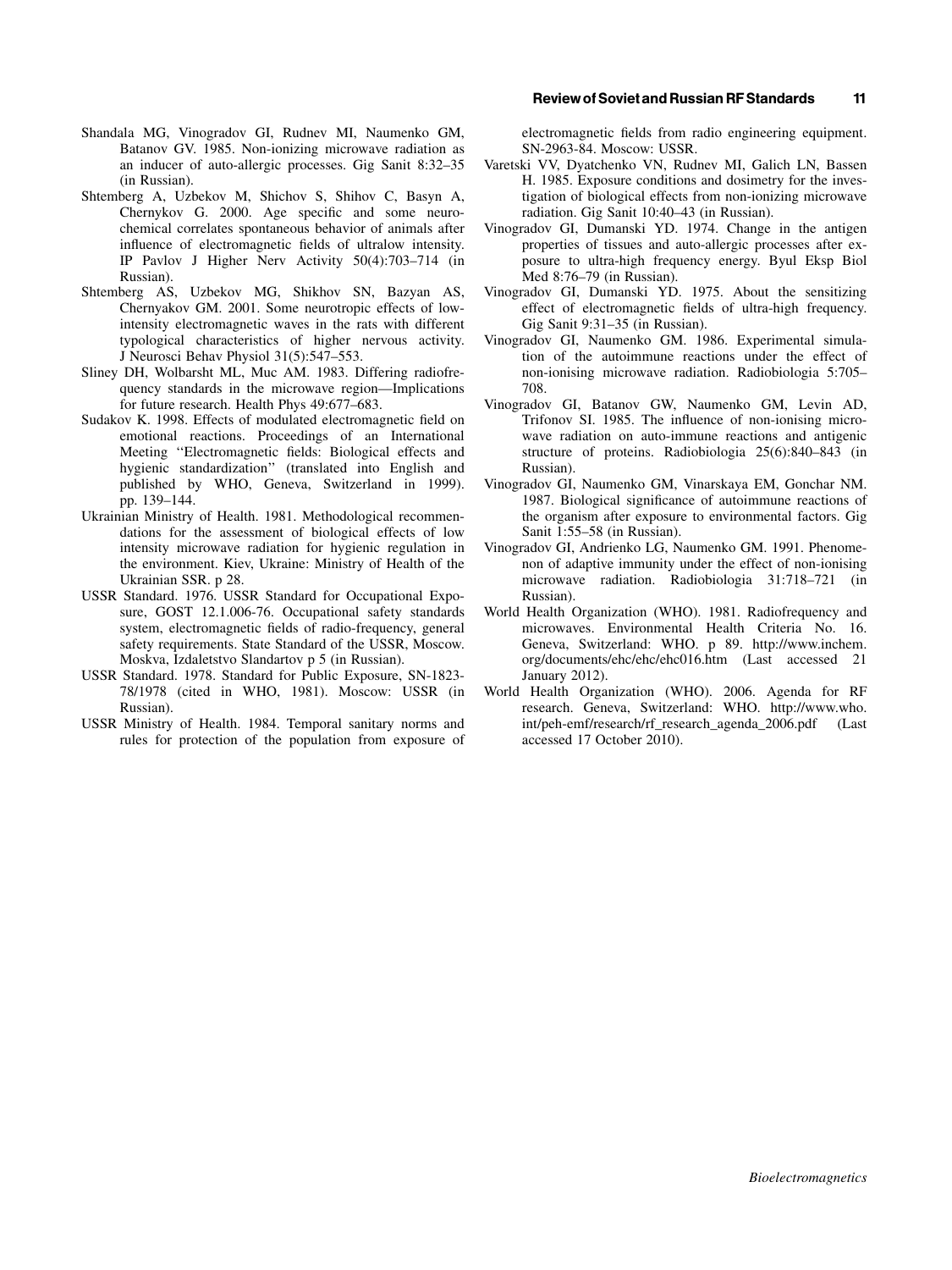Shandala MG, Vinogradov GI, Rudnev MI, Naumenko GM, Batanov GV. 1985. Non-ionizing microwave radiation as an inducer of auto-allergic processes. Gig Sanit 8:32–35 (in Russian).

Shtemberg A, Uzbekov M, Shichov S, Shihov C, Basyn A, Chernykov G. 2000. Age specific and some neurochemical correlates spontaneous behavior of animals after influence of electromagnetic fields of ultralow intensity. IP Pavlov J Higher Nerv Activity 50(4):703–714 (in Russian).

Shtemberg AS, Uzbekov MG, Shikhov SN, Bazyan AS, Chernyakov GM. 2001. Some neurotropic effects of low-intensity electromagnetic waves in the rats with different typological characteristics of higher nervous activity. J Neurosci Behav Physiol 31(5):547–553.

Sliney DH, Wolbarsht ML, Muc AM. 1983. Differing radiofrequency standards in the microwave region—Implications for future research. Health Phys 49:677–683.

Sudakov K. 1998. Effects of modulated electromagnetic field on emotional reactions. Proceedings of an International Meeting "Electromagnetic fields: Biological effects and hygienic standardization" (translated into English and published by WHO, Geneva, Switzerland in 1999). pp. 139–144.

Ukrainian Ministry of Health. 1981. Methodological recommendations for the assessment of biological effects of low intensity microwave radiation for hygienic regulation in the environment. Kiev, Ukraine: Ministry of Health of the Ukrainian SSR. p 28.

USSR Standard. 1976. USSR Standard for Occupational Exposure, GOST 12.1.006-76. Occupational safety standards system, electromagnetic fields of radio-frequency, general safety requirements. State Standard of the USSR, Moscow. Moskva, Izdaletstvo Slandartov p 5 (in Russian).

USSR Standard. 1978. Standard for Public Exposure, SN-1823-78/1978 (cited in WHO, 1981). Moscow: USSR (in Russian).

USSR Ministry of Health. 1984. Temporal sanitary norms and rules for protection of the population from exposure of electromagnetic fields from radio engineering equipment. SN-2963-84. Moscow: USSR.

Varetski VV, Dyatchenko VN, Rudnev MI, Galich LN, Bassen H. 1985. Exposure conditions and dosimetry for the investigation of biological effects from non-ionizing microwave radiation. Gig Sanit 10:40–43 (in Russian).

Vinogradov GI, Dumanski YD. 1974. Change in the antigen properties of tissues and auto-allergic processes after exposure to ultra-high frequency energy. Byul Eksp Biol Med 8:76–79 (in Russian).

Vinogradov GI, Dumanski YD. 1975. About the sensitizing effect of electromagnetic fields of ultra-high frequency. Gig Sanit 9:31–35 (in Russian).

Vinogradov GI, Naumenko GM. 1986. Experimental simulation of the autoimmune reactions under the effect of non-ionising microwave radiation. Radiobiologia 5:705–708.

Vinogradov GI, Batanov GW, Naumenko GM, Levin AD, Trifonov SI. 1985. The influence of non-ionising microwave radiation on auto-immune reactions and antigenic structure of proteins. Radiobiologia 25(6):840–843 (in Russian).

Vinogradov GI, Naumenko GM, Vinarskaya EM, Gonchar NM. 1987. Biological significance of autoimmune reactions of the organism after exposure to environmental factors. Gig Sanit 1:55–58 (in Russian).

Vinogradov GI, Andrienko LG, Naumenko GM. 1991. Phenomenon of adaptive immunity under the effect of non-ionising microwave radiation. Radiobiologia 31:718–721 (in Russian).

World Health Organization (WHO). 1981. Radiofrequency and microwaves. Environmental Health Criteria No. 16. Geneva, Switzerland: WHO. p 89. http://www.inchem.org/documents/ehc/ehc/ehc016.htm (Last accessed 21 January 2012).

World Health Organization (WHO). 2006. Agenda for RF research. Geneva, Switzerland: WHO. http://www.who.int/peh-emf/research/rf_research_agenda_2006.pdf (Last accessed 17 October 2010).